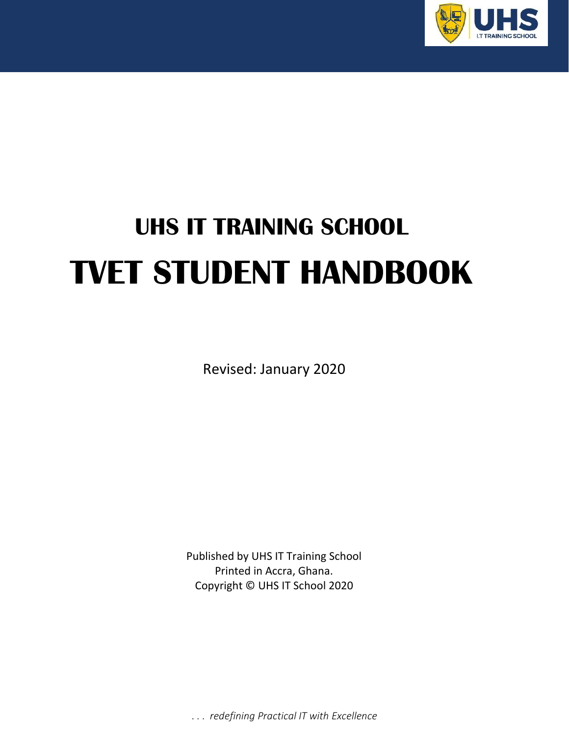# UHS IT TRAINING SCHOOL

# TVET STUDENT HANDBOOK

Revised: January 2020

Published by UHS IT Training School
Printed in Accra, Ghana.
Copyright © UHS IT School 2020

*. . . redefining Practical IT with Excellence*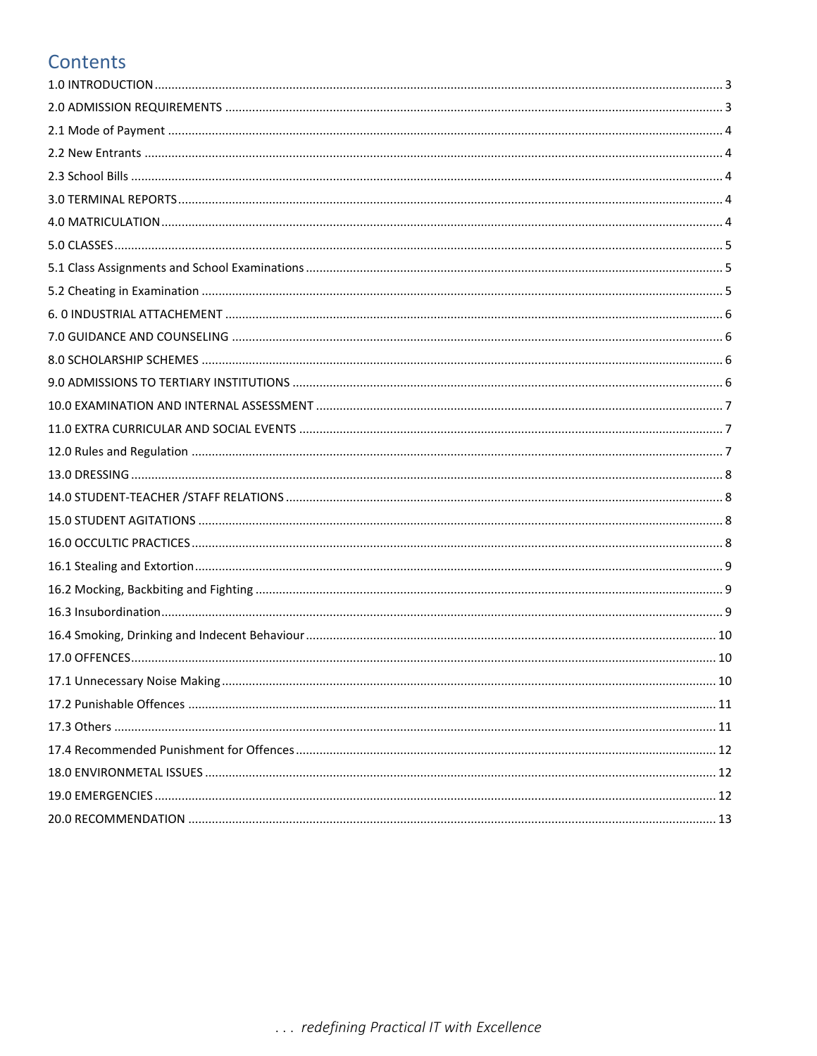# Contents

1.0 INTRODUCTION ........................................................................ 3
2.0 ADMISSION REQUIREMENTS ........................................................ 3
2.1 Mode of Payment ...................................................................... 4
2.2 New Entrants ........................................................................... 4
2.3 School Bills ............................................................................. 4
3.0 TERMINAL REPORTS ................................................................. 4
4.0 MATRICULATION ...................................................................... 4
5.0 CLASSES ................................................................................ 5
5.1 Class Assignments and School Examinations ..................................... 5
5.2 Cheating in Examination ............................................................. 5
6. 0 INDUSTRIAL ATTACHEMENT ........................................................ 6
7.0 GUIDANCE AND COUNSELING ...................................................... 6
8.0 SCHOLARSHIP SCHEMES ............................................................ 6
9.0 ADMISSIONS TO TERTIARY INSTITUTIONS ........................................ 6
10.0 EXAMINATION AND INTERNAL ASSESSMENT .................................... 7
11.0 EXTRA CURRICULAR AND SOCIAL EVENTS ....................................... 7
12.0 Rules and Regulation ............................................................... 7
13.0 DRESSING ............................................................................ 8
14.0 STUDENT-TEACHER /STAFF RELATIONS .......................................... 8
15.0 STUDENT AGITATIONS ............................................................ 8
16.0 OCCULTIC PRACTICES .............................................................. 8
16.1 Stealing and Extortion ............................................................. 9
16.2 Mocking, Backbiting and Fighting ................................................ 9
16.3 Insubordination ..................................................................... 9
16.4 Smoking, Drinking and Indecent Behaviour ..................................... 10
17.0 OFFENCES ........................................................................... 10
17.1 Unnecessary Noise Making ........................................................ 10
17.2 Punishable Offences ............................................................... 11
17.3 Others ................................................................................ 11
17.4 Recommended Punishment for Offences ........................................ 12
18.0 ENVIRONMETAL ISSUES ........................................................... 12
19.0 EMERGENCIES ....................................................................... 12
20.0 RECOMMENDATION ................................................................ 13

*. . . redefining Practical IT with Excellence*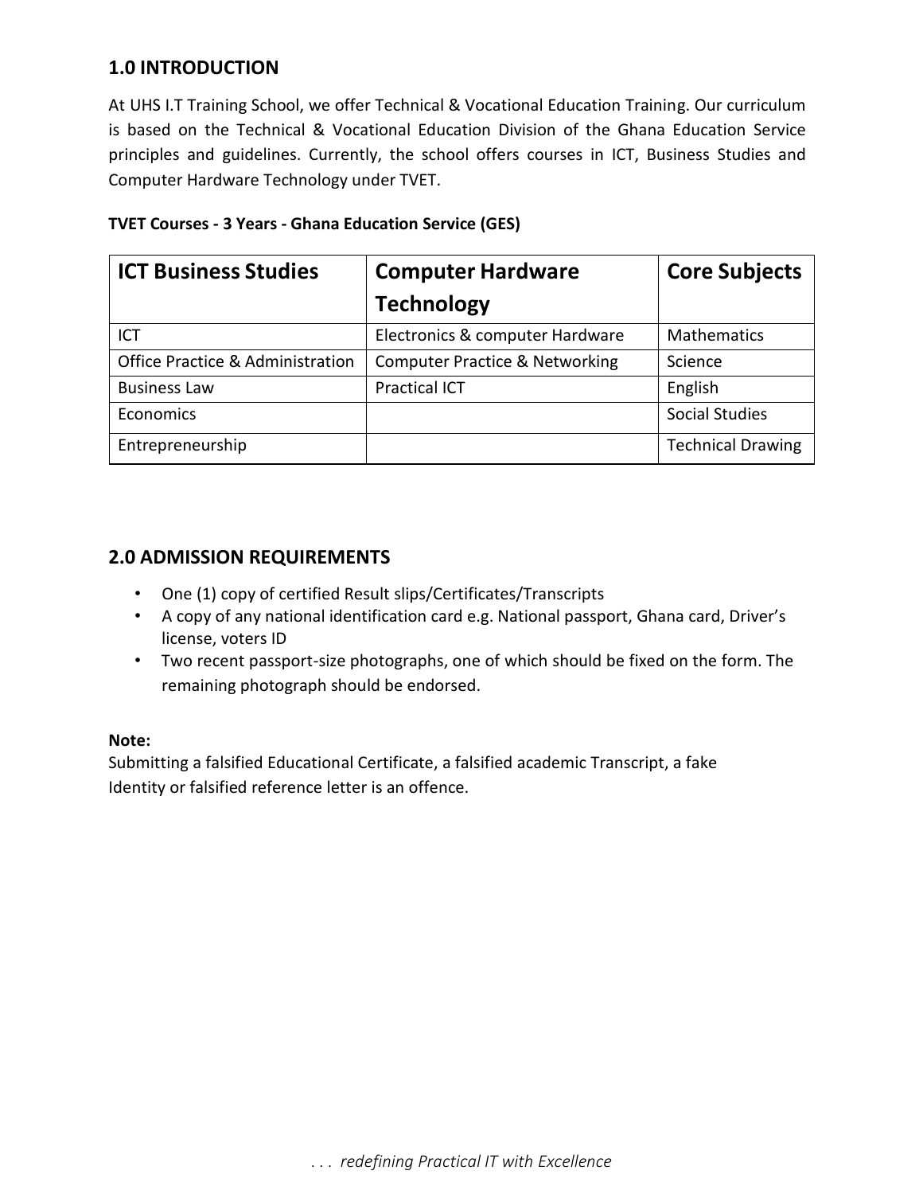## 1.0 INTRODUCTION

At UHS I.T Training School, we offer Technical & Vocational Education Training. Our curriculum is based on the Technical & Vocational Education Division of the Ghana Education Service principles and guidelines. Currently, the school offers courses in ICT, Business Studies and Computer Hardware Technology under TVET.

**TVET Courses - 3 Years - Ghana Education Service (GES)**

| ICT Business Studies | Computer Hardware Technology | Core Subjects |
|---|---|---|
| ICT | Electronics & computer Hardware | Mathematics |
| Office Practice & Administration | Computer Practice & Networking | Science |
| Business Law | Practical ICT | English |
| Economics | | Social Studies |
| Entrepreneurship | | Technical Drawing |

## 2.0 ADMISSION REQUIREMENTS

- One (1) copy of certified Result slips/Certificates/Transcripts
- A copy of any national identification card e.g. National passport, Ghana card, Driver's license, voters ID
- Two recent passport-size photographs, one of which should be fixed on the form. The remaining photograph should be endorsed.

**Note:**
Submitting a falsified Educational Certificate, a falsified academic Transcript, a fake Identity or falsified reference letter is an offence.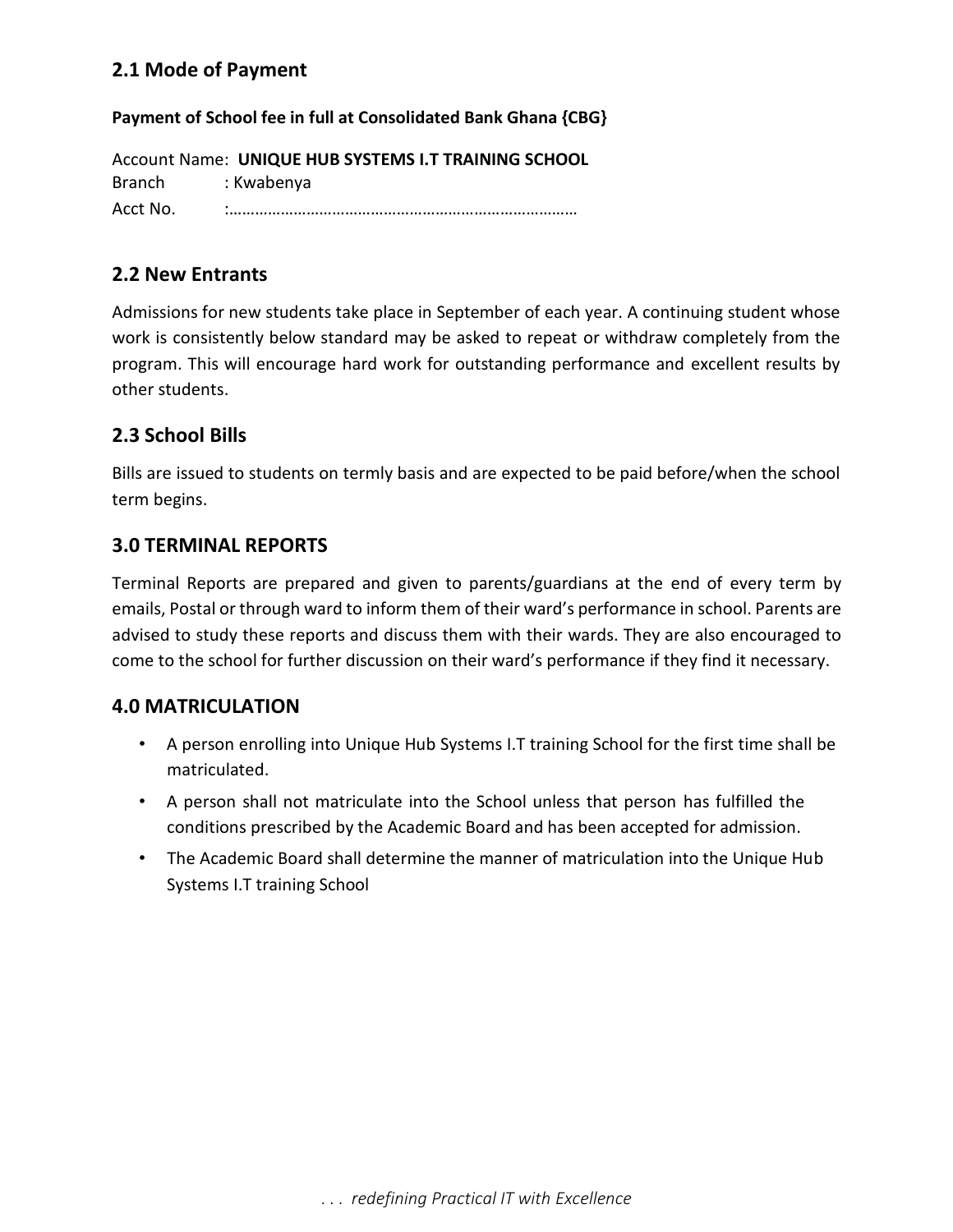## 2.1 Mode of Payment

**Payment of School fee in full at Consolidated Bank Ghana {CBG}**

Account Name: **UNIQUE HUB SYSTEMS I.T TRAINING SCHOOL**
Branch : Kwabenya
Acct No. :………………………………………………………………………

## 2.2 New Entrants

Admissions for new students take place in September of each year. A continuing student whose work is consistently below standard may be asked to repeat or withdraw completely from the program. This will encourage hard work for outstanding performance and excellent results by other students.

## 2.3 School Bills

Bills are issued to students on termly basis and are expected to be paid before/when the school term begins.

## 3.0 TERMINAL REPORTS

Terminal Reports are prepared and given to parents/guardians at the end of every term by emails, Postal or through ward to inform them of their ward's performance in school. Parents are advised to study these reports and discuss them with their wards. They are also encouraged to come to the school for further discussion on their ward's performance if they find it necessary.

## 4.0 MATRICULATION

- A person enrolling into Unique Hub Systems I.T training School for the first time shall be matriculated.
- A person shall not matriculate into the School unless that person has fulfilled the conditions prescribed by the Academic Board and has been accepted for admission.
- The Academic Board shall determine the manner of matriculation into the Unique Hub Systems I.T training School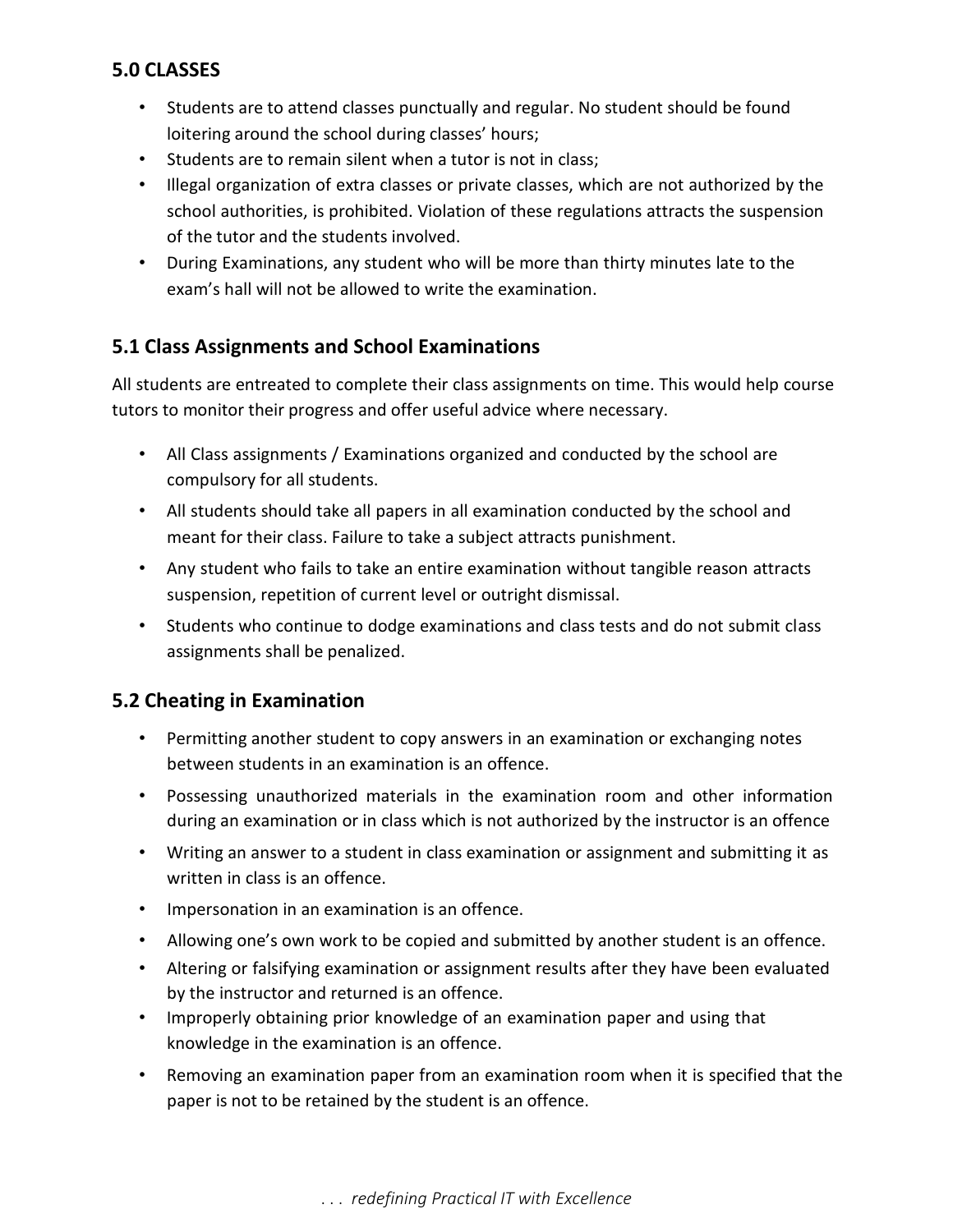## 5.0 CLASSES

- Students are to attend classes punctually and regular. No student should be found loitering around the school during classes' hours;
- Students are to remain silent when a tutor is not in class;
- Illegal organization of extra classes or private classes, which are not authorized by the school authorities, is prohibited. Violation of these regulations attracts the suspension of the tutor and the students involved.
- During Examinations, any student who will be more than thirty minutes late to the exam's hall will not be allowed to write the examination.

## 5.1 Class Assignments and School Examinations

All students are entreated to complete their class assignments on time. This would help course tutors to monitor their progress and offer useful advice where necessary.

- All Class assignments / Examinations organized and conducted by the school are compulsory for all students.
- All students should take all papers in all examination conducted by the school and meant for their class. Failure to take a subject attracts punishment.
- Any student who fails to take an entire examination without tangible reason attracts suspension, repetition of current level or outright dismissal.
- Students who continue to dodge examinations and class tests and do not submit class assignments shall be penalized.

## 5.2 Cheating in Examination

- Permitting another student to copy answers in an examination or exchanging notes between students in an examination is an offence.
- Possessing unauthorized materials in the examination room and other information during an examination or in class which is not authorized by the instructor is an offence
- Writing an answer to a student in class examination or assignment and submitting it as written in class is an offence.
- Impersonation in an examination is an offence.
- Allowing one's own work to be copied and submitted by another student is an offence.
- Altering or falsifying examination or assignment results after they have been evaluated by the instructor and returned is an offence.
- Improperly obtaining prior knowledge of an examination paper and using that knowledge in the examination is an offence.
- Removing an examination paper from an examination room when it is specified that the paper is not to be retained by the student is an offence.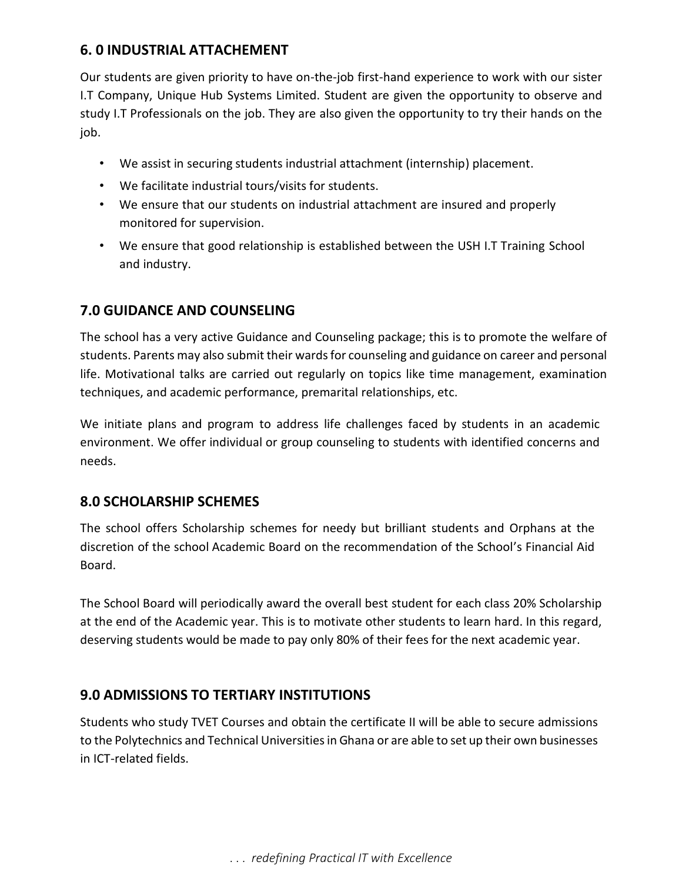## 6. 0 INDUSTRIAL ATTACHEMENT

Our students are given priority to have on-the-job first-hand experience to work with our sister I.T Company, Unique Hub Systems Limited. Student are given the opportunity to observe and study I.T Professionals on the job. They are also given the opportunity to try their hands on the job.

- We assist in securing students industrial attachment (internship) placement.
- We facilitate industrial tours/visits for students.
- We ensure that our students on industrial attachment are insured and properly monitored for supervision.
- We ensure that good relationship is established between the USH I.T Training School and industry.

## 7.0 GUIDANCE AND COUNSELING

The school has a very active Guidance and Counseling package; this is to promote the welfare of students. Parents may also submit their wards for counseling and guidance on career and personal life. Motivational talks are carried out regularly on topics like time management, examination techniques, and academic performance, premarital relationships, etc.

We initiate plans and program to address life challenges faced by students in an academic environment. We offer individual or group counseling to students with identified concerns and needs.

## 8.0 SCHOLARSHIP SCHEMES

The school offers Scholarship schemes for needy but brilliant students and Orphans at the discretion of the school Academic Board on the recommendation of the School's Financial Aid Board.

The School Board will periodically award the overall best student for each class 20% Scholarship at the end of the Academic year. This is to motivate other students to learn hard. In this regard, deserving students would be made to pay only 80% of their fees for the next academic year.

## 9.0 ADMISSIONS TO TERTIARY INSTITUTIONS

Students who study TVET Courses and obtain the certificate II will be able to secure admissions to the Polytechnics and Technical Universities in Ghana or are able to set up their own businesses in ICT-related fields.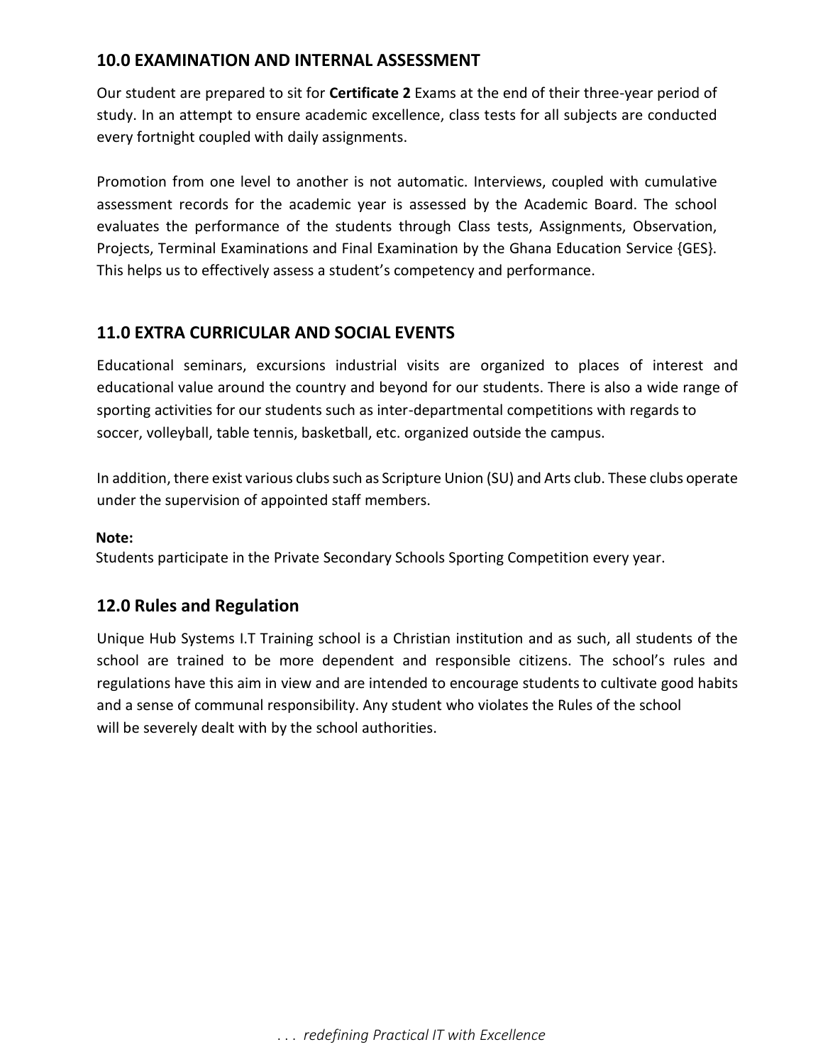## 10.0 EXAMINATION AND INTERNAL ASSESSMENT

Our student are prepared to sit for **Certificate 2** Exams at the end of their three-year period of study. In an attempt to ensure academic excellence, class tests for all subjects are conducted every fortnight coupled with daily assignments.

Promotion from one level to another is not automatic. Interviews, coupled with cumulative assessment records for the academic year is assessed by the Academic Board. The school evaluates the performance of the students through Class tests, Assignments, Observation, Projects, Terminal Examinations and Final Examination by the Ghana Education Service {GES}. This helps us to effectively assess a student's competency and performance.

## 11.0 EXTRA CURRICULAR AND SOCIAL EVENTS

Educational seminars, excursions industrial visits are organized to places of interest and educational value around the country and beyond for our students. There is also a wide range of sporting activities for our students such as inter-departmental competitions with regards to soccer, volleyball, table tennis, basketball, etc. organized outside the campus.

In addition, there exist various clubs such as Scripture Union (SU) and Arts club. These clubs operate under the supervision of appointed staff members.

**Note:**
Students participate in the Private Secondary Schools Sporting Competition every year.

## 12.0 Rules and Regulation

Unique Hub Systems I.T Training school is a Christian institution and as such, all students of the school are trained to be more dependent and responsible citizens. The school's rules and regulations have this aim in view and are intended to encourage students to cultivate good habits and a sense of communal responsibility. Any student who violates the Rules of the school will be severely dealt with by the school authorities.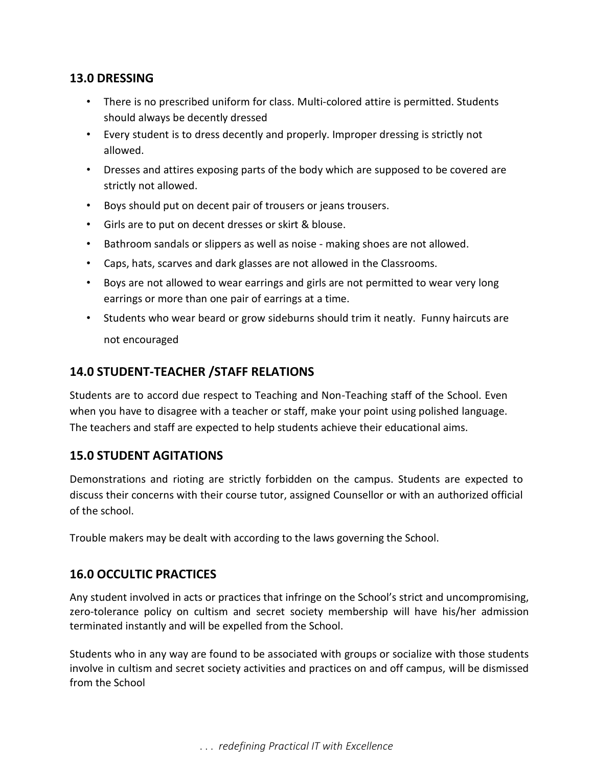## 13.0 DRESSING

- There is no prescribed uniform for class. Multi-colored attire is permitted. Students should always be decently dressed
- Every student is to dress decently and properly. Improper dressing is strictly not allowed.
- Dresses and attires exposing parts of the body which are supposed to be covered are strictly not allowed.
- Boys should put on decent pair of trousers or jeans trousers.
- Girls are to put on decent dresses or skirt & blouse.
- Bathroom sandals or slippers as well as noise - making shoes are not allowed.
- Caps, hats, scarves and dark glasses are not allowed in the Classrooms.
- Boys are not allowed to wear earrings and girls are not permitted to wear very long earrings or more than one pair of earrings at a time.
- Students who wear beard or grow sideburns should trim it neatly. Funny haircuts are not encouraged

## 14.0 STUDENT-TEACHER /STAFF RELATIONS

Students are to accord due respect to Teaching and Non-Teaching staff of the School. Even when you have to disagree with a teacher or staff, make your point using polished language. The teachers and staff are expected to help students achieve their educational aims.

## 15.0 STUDENT AGITATIONS

Demonstrations and rioting are strictly forbidden on the campus. Students are expected to discuss their concerns with their course tutor, assigned Counsellor or with an authorized official of the school.

Trouble makers may be dealt with according to the laws governing the School.

## 16.0 OCCULTIC PRACTICES

Any student involved in acts or practices that infringe on the School's strict and uncompromising, zero-tolerance policy on cultism and secret society membership will have his/her admission terminated instantly and will be expelled from the School.

Students who in any way are found to be associated with groups or socialize with those students involve in cultism and secret society activities and practices on and off campus, will be dismissed from the School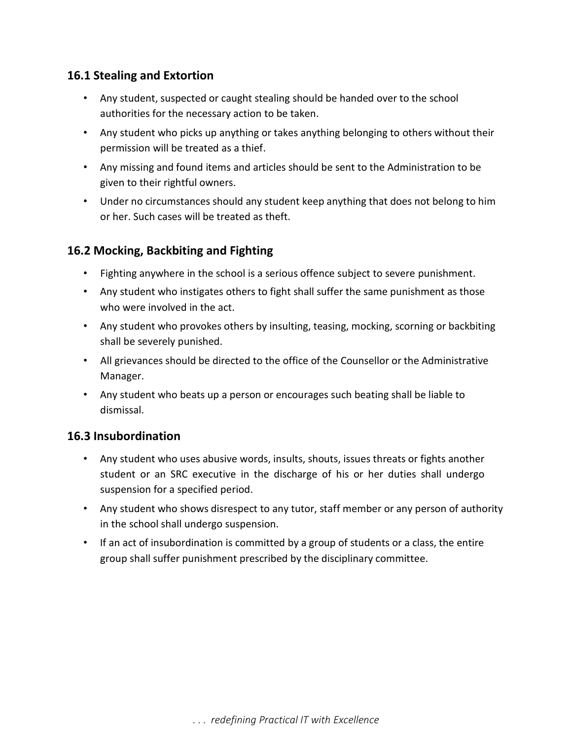### 16.1 Stealing and Extortion

- Any student, suspected or caught stealing should be handed over to the school authorities for the necessary action to be taken.
- Any student who picks up anything or takes anything belonging to others without their permission will be treated as a thief.
- Any missing and found items and articles should be sent to the Administration to be given to their rightful owners.
- Under no circumstances should any student keep anything that does not belong to him or her. Such cases will be treated as theft.

### 16.2 Mocking, Backbiting and Fighting

- Fighting anywhere in the school is a serious offence subject to severe punishment.
- Any student who instigates others to fight shall suffer the same punishment as those who were involved in the act.
- Any student who provokes others by insulting, teasing, mocking, scorning or backbiting shall be severely punished.
- All grievances should be directed to the office of the Counsellor or the Administrative Manager.
- Any student who beats up a person or encourages such beating shall be liable to dismissal.

### 16.3 Insubordination

- Any student who uses abusive words, insults, shouts, issues threats or fights another student or an SRC executive in the discharge of his or her duties shall undergo suspension for a specified period.
- Any student who shows disrespect to any tutor, staff member or any person of authority in the school shall undergo suspension.
- If an act of insubordination is committed by a group of students or a class, the entire group shall suffer punishment prescribed by the disciplinary committee.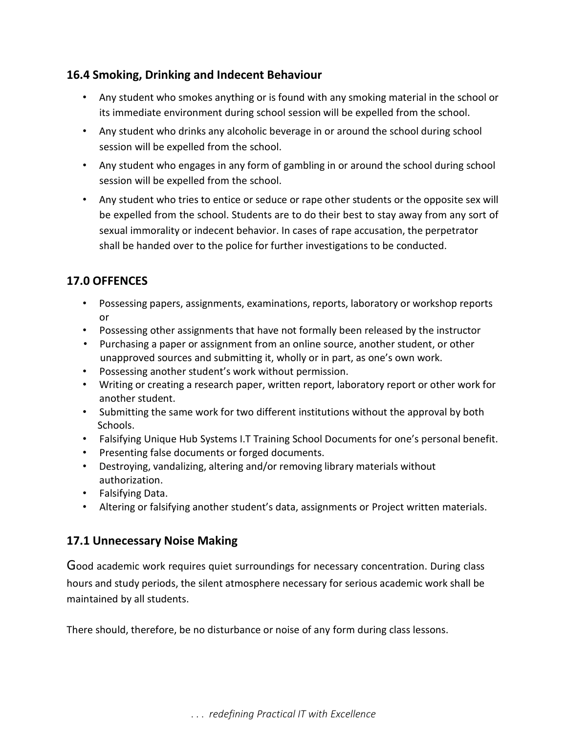## 16.4 Smoking, Drinking and Indecent Behaviour

- Any student who smokes anything or is found with any smoking material in the school or its immediate environment during school session will be expelled from the school.
- Any student who drinks any alcoholic beverage in or around the school during school session will be expelled from the school.
- Any student who engages in any form of gambling in or around the school during school session will be expelled from the school.
- Any student who tries to entice or seduce or rape other students or the opposite sex will be expelled from the school. Students are to do their best to stay away from any sort of sexual immorality or indecent behavior. In cases of rape accusation, the perpetrator shall be handed over to the police for further investigations to be conducted.

## 17.0 OFFENCES

- Possessing papers, assignments, examinations, reports, laboratory or workshop reports or
- Possessing other assignments that have not formally been released by the instructor
- Purchasing a paper or assignment from an online source, another student, or other unapproved sources and submitting it, wholly or in part, as one's own work.
- Possessing another student's work without permission.
- Writing or creating a research paper, written report, laboratory report or other work for another student.
- Submitting the same work for two different institutions without the approval by both Schools.
- Falsifying Unique Hub Systems I.T Training School Documents for one's personal benefit.
- Presenting false documents or forged documents.
- Destroying, vandalizing, altering and/or removing library materials without authorization.
- Falsifying Data.
- Altering or falsifying another student's data, assignments or Project written materials.

## 17.1 Unnecessary Noise Making

Good academic work requires quiet surroundings for necessary concentration. During class hours and study periods, the silent atmosphere necessary for serious academic work shall be maintained by all students.

There should, therefore, be no disturbance or noise of any form during class lessons.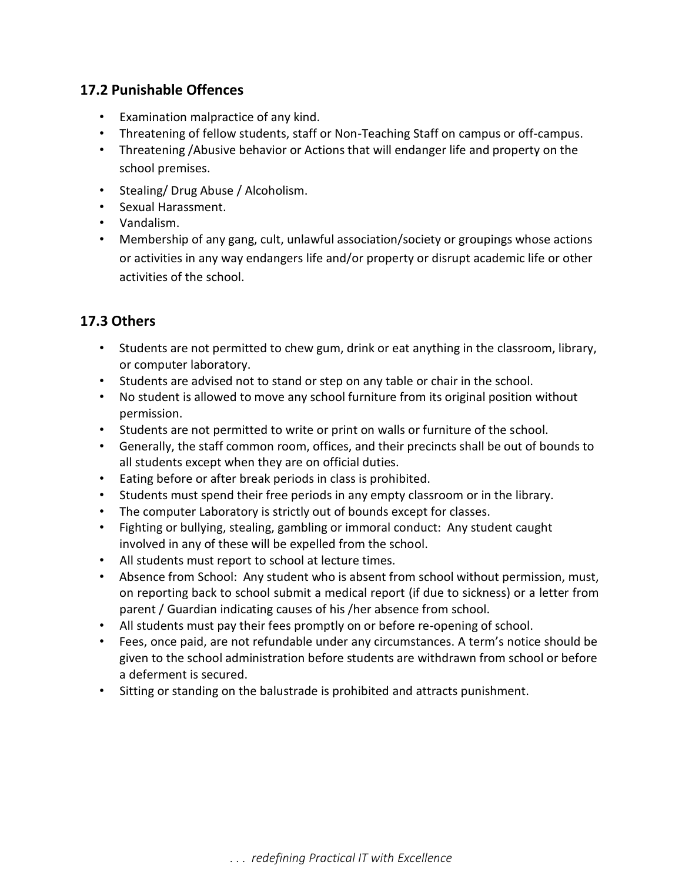## 17.2 Punishable Offences

- Examination malpractice of any kind.
- Threatening of fellow students, staff or Non-Teaching Staff on campus or off-campus.
- Threatening /Abusive behavior or Actions that will endanger life and property on the school premises.
- Stealing/ Drug Abuse / Alcoholism.
- Sexual Harassment.
- Vandalism.
- Membership of any gang, cult, unlawful association/society or groupings whose actions or activities in any way endangers life and/or property or disrupt academic life or other activities of the school.

## 17.3 Others

- Students are not permitted to chew gum, drink or eat anything in the classroom, library, or computer laboratory.
- Students are advised not to stand or step on any table or chair in the school.
- No student is allowed to move any school furniture from its original position without permission.
- Students are not permitted to write or print on walls or furniture of the school.
- Generally, the staff common room, offices, and their precincts shall be out of bounds to all students except when they are on official duties.
- Eating before or after break periods in class is prohibited.
- Students must spend their free periods in any empty classroom or in the library.
- The computer Laboratory is strictly out of bounds except for classes.
- Fighting or bullying, stealing, gambling or immoral conduct: Any student caught involved in any of these will be expelled from the school.
- All students must report to school at lecture times.
- Absence from School: Any student who is absent from school without permission, must, on reporting back to school submit a medical report (if due to sickness) or a letter from parent / Guardian indicating causes of his /her absence from school.
- All students must pay their fees promptly on or before re-opening of school.
- Fees, once paid, are not refundable under any circumstances. A term's notice should be given to the school administration before students are withdrawn from school or before a deferment is secured.
- Sitting or standing on the balustrade is prohibited and attracts punishment.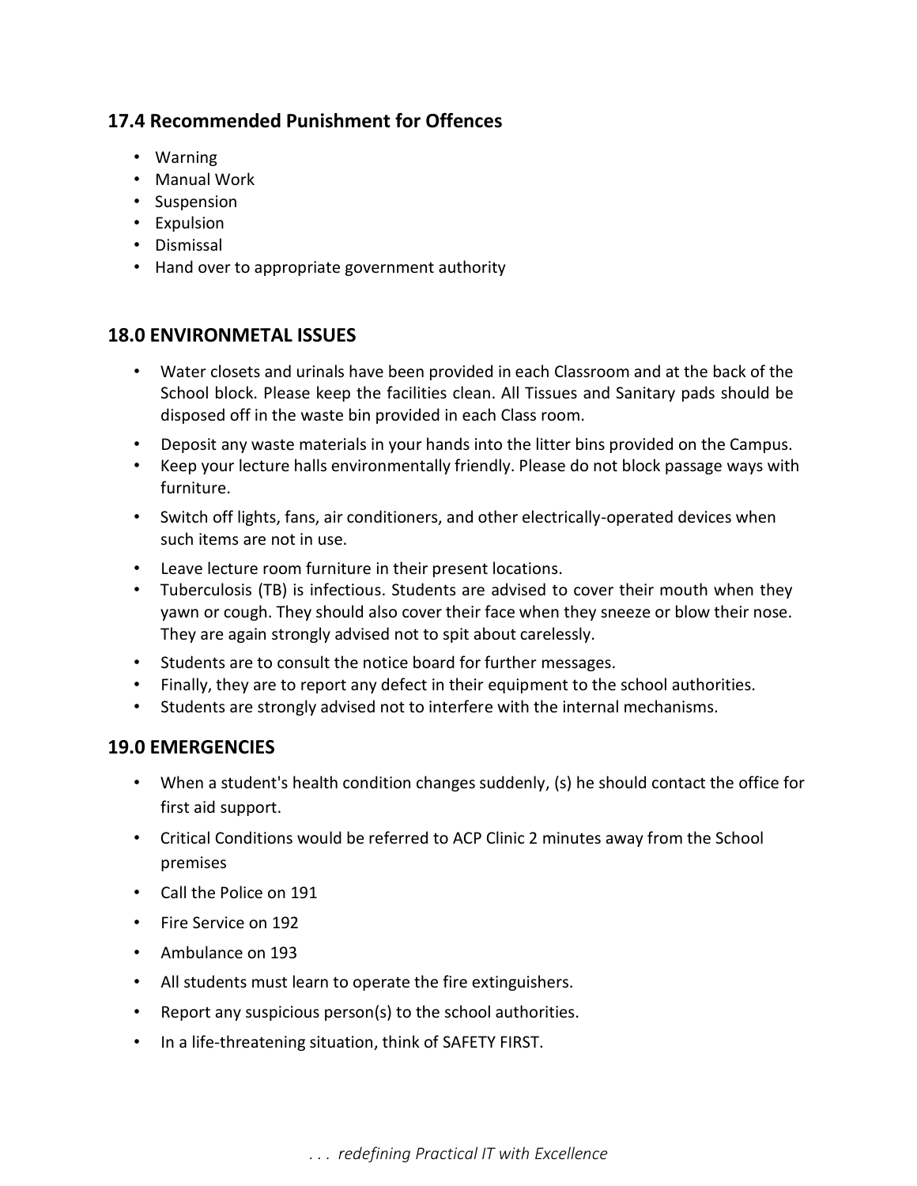### 17.4 Recommended Punishment for Offences

- Warning
- Manual Work
- Suspension
- Expulsion
- Dismissal
- Hand over to appropriate government authority

## 18.0 ENVIRONMETAL ISSUES

- Water closets and urinals have been provided in each Classroom and at the back of the School block. Please keep the facilities clean. All Tissues and Sanitary pads should be disposed off in the waste bin provided in each Class room.
- Deposit any waste materials in your hands into the litter bins provided on the Campus.
- Keep your lecture halls environmentally friendly. Please do not block passage ways with furniture.
- Switch off lights, fans, air conditioners, and other electrically-operated devices when such items are not in use.
- Leave lecture room furniture in their present locations.
- Tuberculosis (TB) is infectious. Students are advised to cover their mouth when they yawn or cough. They should also cover their face when they sneeze or blow their nose. They are again strongly advised not to spit about carelessly.
- Students are to consult the notice board for further messages.
- Finally, they are to report any defect in their equipment to the school authorities.
- Students are strongly advised not to interfere with the internal mechanisms.

## 19.0 EMERGENCIES

- When a student's health condition changes suddenly, (s) he should contact the office for first aid support.
- Critical Conditions would be referred to ACP Clinic 2 minutes away from the School premises
- Call the Police on 191
- Fire Service on 192
- Ambulance on 193
- All students must learn to operate the fire extinguishers.
- Report any suspicious person(s) to the school authorities.
- In a life-threatening situation, think of SAFETY FIRST.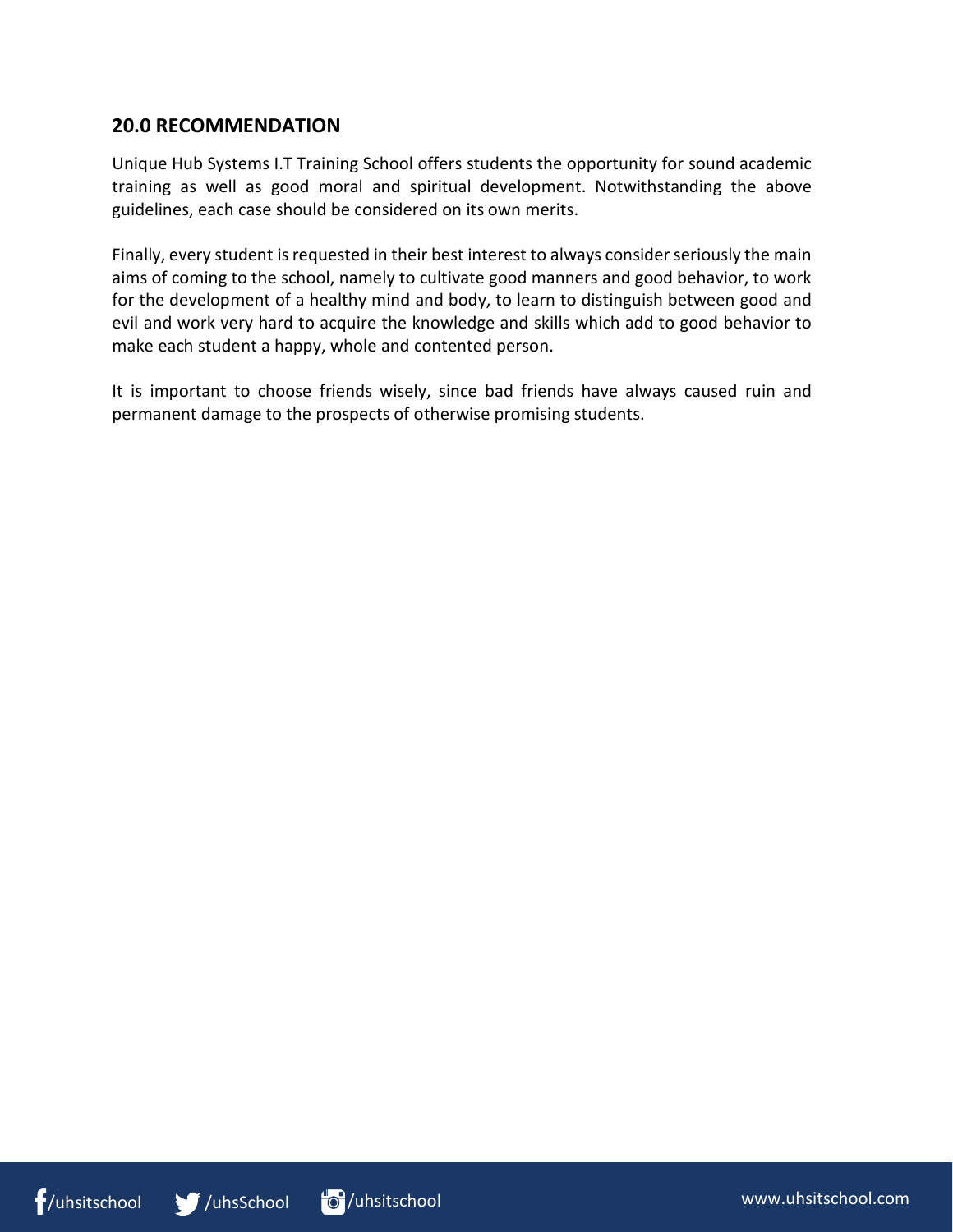## 20.0 RECOMMENDATION

Unique Hub Systems I.T Training School offers students the opportunity for sound academic training as well as good moral and spiritual development. Notwithstanding the above guidelines, each case should be considered on its own merits.

Finally, every student is requested in their best interest to always consider seriously the main aims of coming to the school, namely to cultivate good manners and good behavior, to work for the development of a healthy mind and body, to learn to distinguish between good and evil and work very hard to acquire the knowledge and skills which add to good behavior to make each student a happy, whole and contented person.

It is important to choose friends wisely, since bad friends have always caused ruin and permanent damage to the prospects of otherwise promising students.